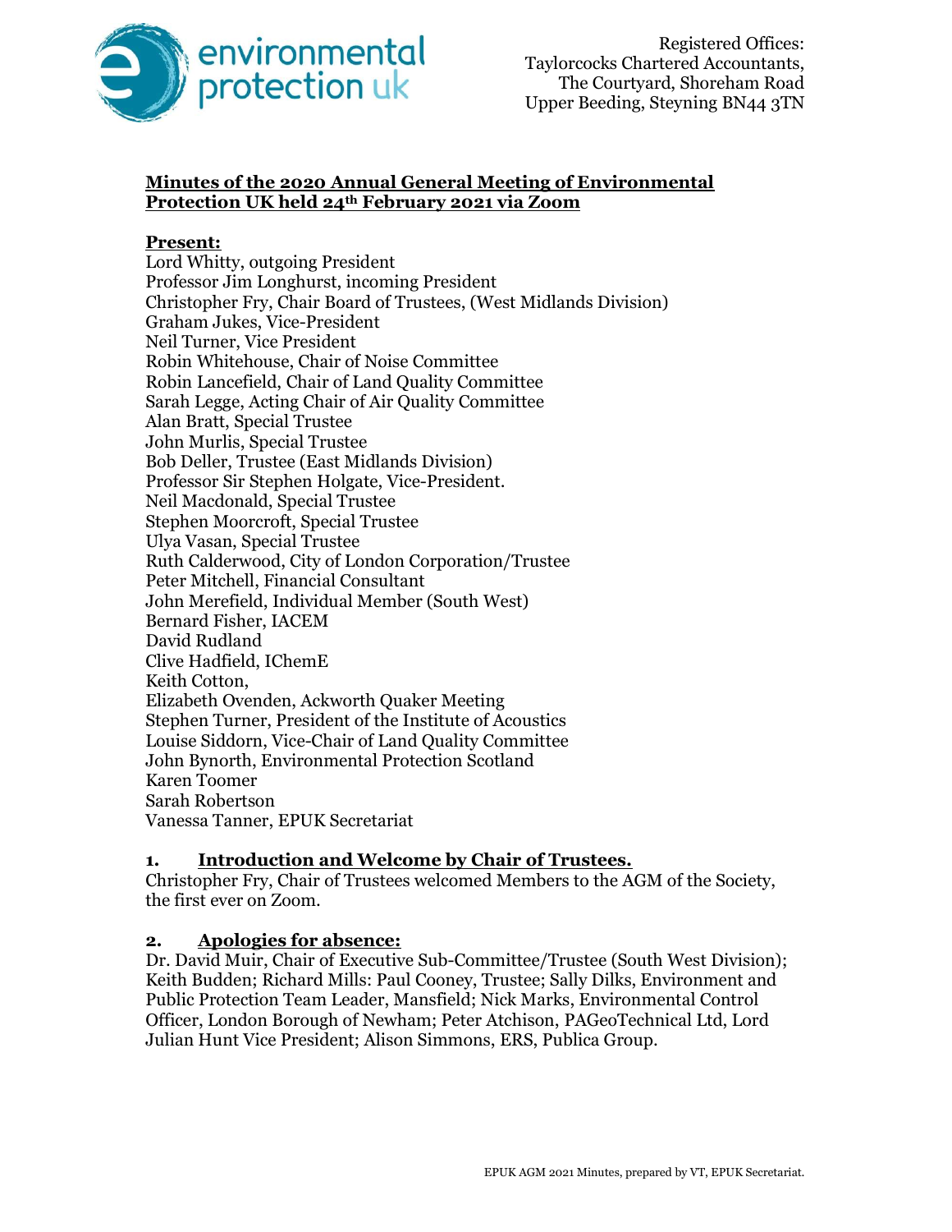Registered Offices:
Taylorcocks Chartered Accountants,
The Courtyard, Shoreham Road
Upper Beeding, Steyning BN44 3TN

# Minutes of the 2020 Annual General Meeting of Environmental Protection UK held 24th February 2021 via Zoom

**Present:**

Lord Whitty, outgoing President
Professor Jim Longhurst, incoming President
Christopher Fry, Chair Board of Trustees, (West Midlands Division)
Graham Jukes, Vice-President
Neil Turner, Vice President
Robin Whitehouse, Chair of Noise Committee
Robin Lancefield, Chair of Land Quality Committee
Sarah Legge, Acting Chair of Air Quality Committee
Alan Bratt, Special Trustee
John Murlis, Special Trustee
Bob Deller, Trustee (East Midlands Division)
Professor Sir Stephen Holgate, Vice-President.
Neil Macdonald, Special Trustee
Stephen Moorcroft, Special Trustee
Ulya Vasan, Special Trustee
Ruth Calderwood, City of London Corporation/Trustee
Peter Mitchell, Financial Consultant
John Merefield, Individual Member (South West)
Bernard Fisher, IACEM
David Rudland
Clive Hadfield, IChemE
Keith Cotton,
Elizabeth Ovenden, Ackworth Quaker Meeting
Stephen Turner, President of the Institute of Acoustics
Louise Siddorn, Vice-Chair of Land Quality Committee
John Bynorth, Environmental Protection Scotland
Karen Toomer
Sarah Robertson
Vanessa Tanner, EPUK Secretariat

## 1. Introduction and Welcome by Chair of Trustees.

Christopher Fry, Chair of Trustees welcomed Members to the AGM of the Society, the first ever on Zoom.

## 2. Apologies for absence:

Dr. David Muir, Chair of Executive Sub-Committee/Trustee (South West Division); Keith Budden; Richard Mills: Paul Cooney, Trustee; Sally Dilks, Environment and Public Protection Team Leader, Mansfield; Nick Marks, Environmental Control Officer, London Borough of Newham; Peter Atchison, PAGeoTechnical Ltd, Lord Julian Hunt Vice President; Alison Simmons, ERS, Publica Group.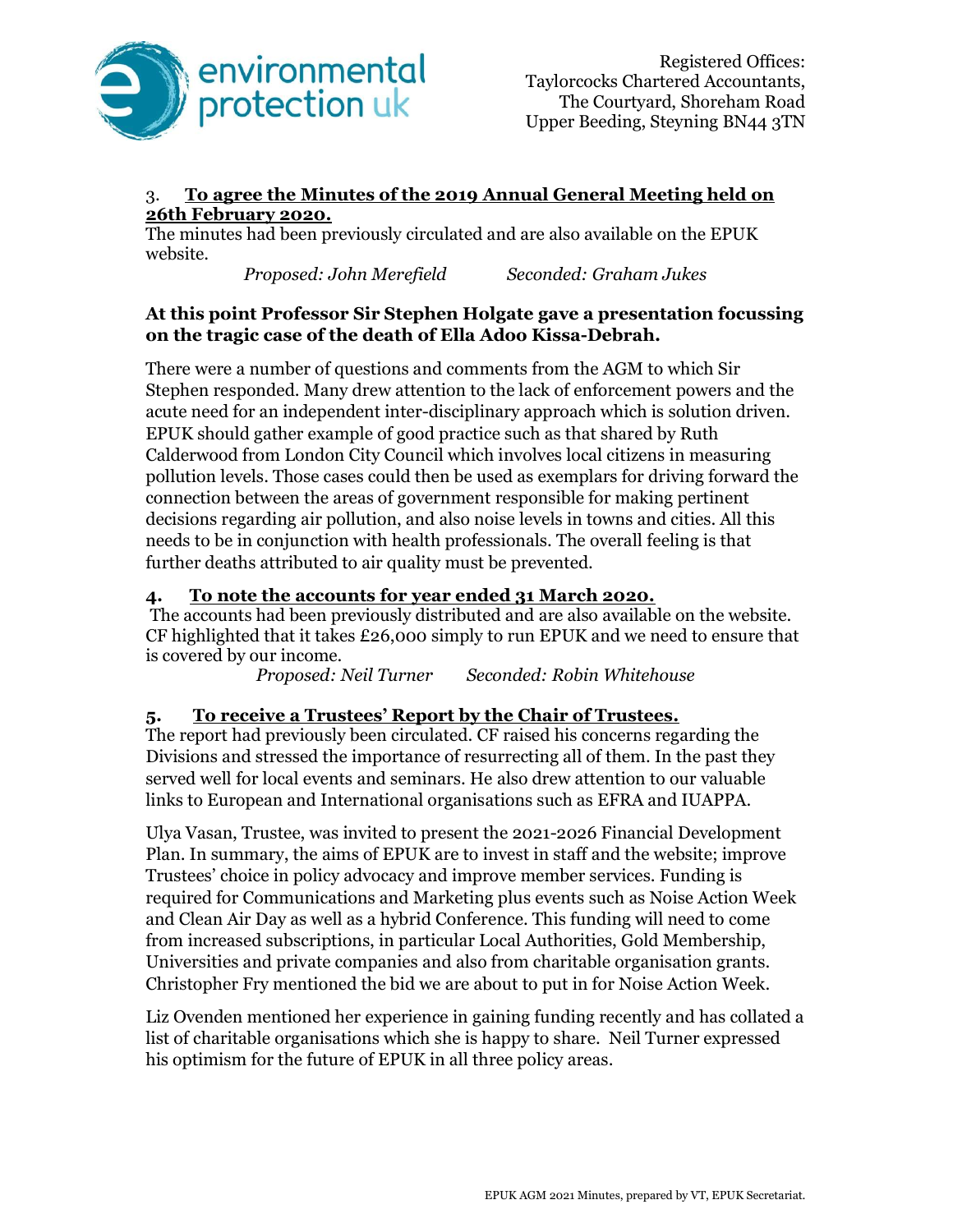3. **<u>To agree the Minutes of the 2019 Annual General Meeting held on 26th February 2020.</u>**

The minutes had been previously circulated and are also available on the EPUK website.

*Proposed: John Merefield* *Seconded: Graham Jukes*

**At this point Professor Sir Stephen Holgate gave a presentation focussing on the tragic case of the death of Ella Adoo Kissa-Debrah.**

There were a number of questions and comments from the AGM to which Sir Stephen responded. Many drew attention to the lack of enforcement powers and the acute need for an independent inter-disciplinary approach which is solution driven. EPUK should gather example of good practice such as that shared by Ruth Calderwood from London City Council which involves local citizens in measuring pollution levels. Those cases could then be used as exemplars for driving forward the connection between the areas of government responsible for making pertinent decisions regarding air pollution, and also noise levels in towns and cities. All this needs to be in conjunction with health professionals. The overall feeling is that further deaths attributed to air quality must be prevented.

**4. <u>To note the accounts for year ended 31 March 2020.</u>**

The accounts had been previously distributed and are also available on the website. CF highlighted that it takes £26,000 simply to run EPUK and we need to ensure that is covered by our income.

*Proposed: Neil Turner* *Seconded: Robin Whitehouse*

**5. <u>To receive a Trustees' Report by the Chair of Trustees.</u>**

The report had previously been circulated. CF raised his concerns regarding the Divisions and stressed the importance of resurrecting all of them. In the past they served well for local events and seminars. He also drew attention to our valuable links to European and International organisations such as EFRA and IUAPPA.

Ulya Vasan, Trustee, was invited to present the 2021-2026 Financial Development Plan. In summary, the aims of EPUK are to invest in staff and the website; improve Trustees' choice in policy advocacy and improve member services. Funding is required for Communications and Marketing plus events such as Noise Action Week and Clean Air Day as well as a hybrid Conference. This funding will need to come from increased subscriptions, in particular Local Authorities, Gold Membership, Universities and private companies and also from charitable organisation grants. Christopher Fry mentioned the bid we are about to put in for Noise Action Week.

Liz Ovenden mentioned her experience in gaining funding recently and has collated a list of charitable organisations which she is happy to share. Neil Turner expressed his optimism for the future of EPUK in all three policy areas.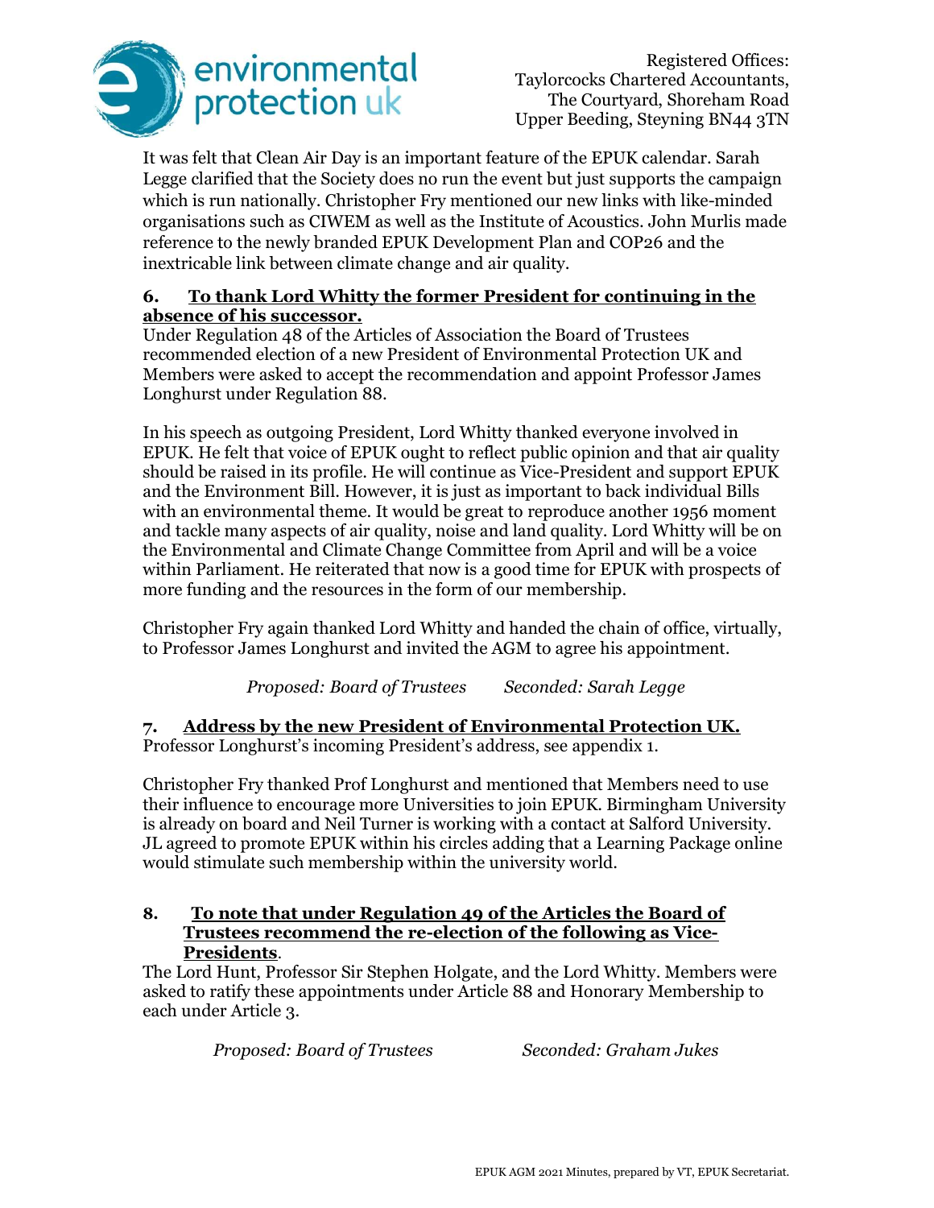It was felt that Clean Air Day is an important feature of the EPUK calendar. Sarah Legge clarified that the Society does no run the event but just supports the campaign which is run nationally. Christopher Fry mentioned our new links with like-minded organisations such as CIWEM as well as the Institute of Acoustics. John Murlis made reference to the newly branded EPUK Development Plan and COP26 and the inextricable link between climate change and air quality.

**6. <u>To thank Lord Whitty the former President for continuing in the absence of his successor.</u>**

Under Regulation 48 of the Articles of Association the Board of Trustees recommended election of a new President of Environmental Protection UK and Members were asked to accept the recommendation and appoint Professor James Longhurst under Regulation 88.

In his speech as outgoing President, Lord Whitty thanked everyone involved in EPUK. He felt that voice of EPUK ought to reflect public opinion and that air quality should be raised in its profile. He will continue as Vice-President and support EPUK and the Environment Bill. However, it is just as important to back individual Bills with an environmental theme. It would be great to reproduce another 1956 moment and tackle many aspects of air quality, noise and land quality. Lord Whitty will be on the Environmental and Climate Change Committee from April and will be a voice within Parliament. He reiterated that now is a good time for EPUK with prospects of more funding and the resources in the form of our membership.

Christopher Fry again thanked Lord Whitty and handed the chain of office, virtually, to Professor James Longhurst and invited the AGM to agree his appointment.

*Proposed: Board of Trustees* *Seconded: Sarah Legge*

**7. <u>Address by the new President of Environmental Protection UK.</u>**

Professor Longhurst's incoming President's address, see appendix 1.

Christopher Fry thanked Prof Longhurst and mentioned that Members need to use their influence to encourage more Universities to join EPUK. Birmingham University is already on board and Neil Turner is working with a contact at Salford University. JL agreed to promote EPUK within his circles adding that a Learning Package online would stimulate such membership within the university world.

**8. <u>To note that under Regulation 49 of the Articles the Board of Trustees recommend the re-election of the following as Vice-Presidents</u>.**

The Lord Hunt, Professor Sir Stephen Holgate, and the Lord Whitty. Members were asked to ratify these appointments under Article 88 and Honorary Membership to each under Article 3.

*Proposed: Board of Trustees* *Seconded: Graham Jukes*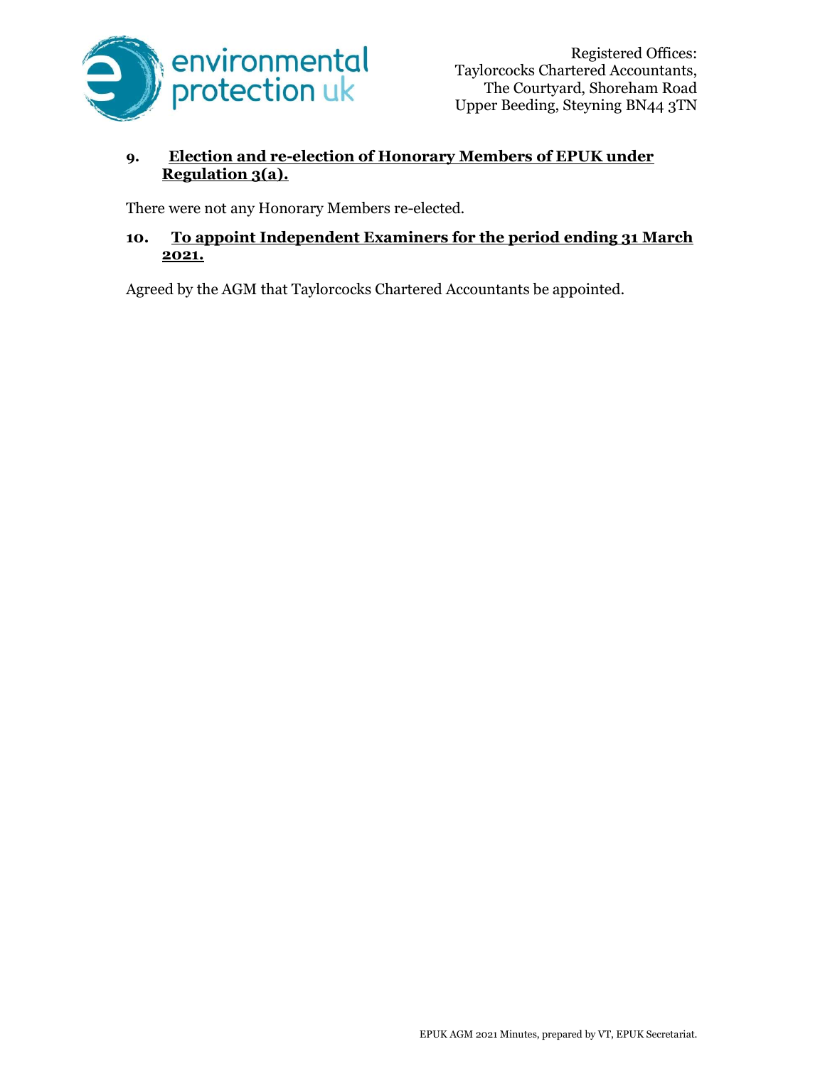Registered Offices:
Taylorcocks Chartered Accountants,
The Courtyard, Shoreham Road
Upper Beeding, Steyning BN44 3TN

### 9. Election and re-election of Honorary Members of EPUK under Regulation 3(a).

There were not any Honorary Members re-elected.

### 10. To appoint Independent Examiners for the period ending 31 March 2021.

Agreed by the AGM that Taylorcocks Chartered Accountants be appointed.